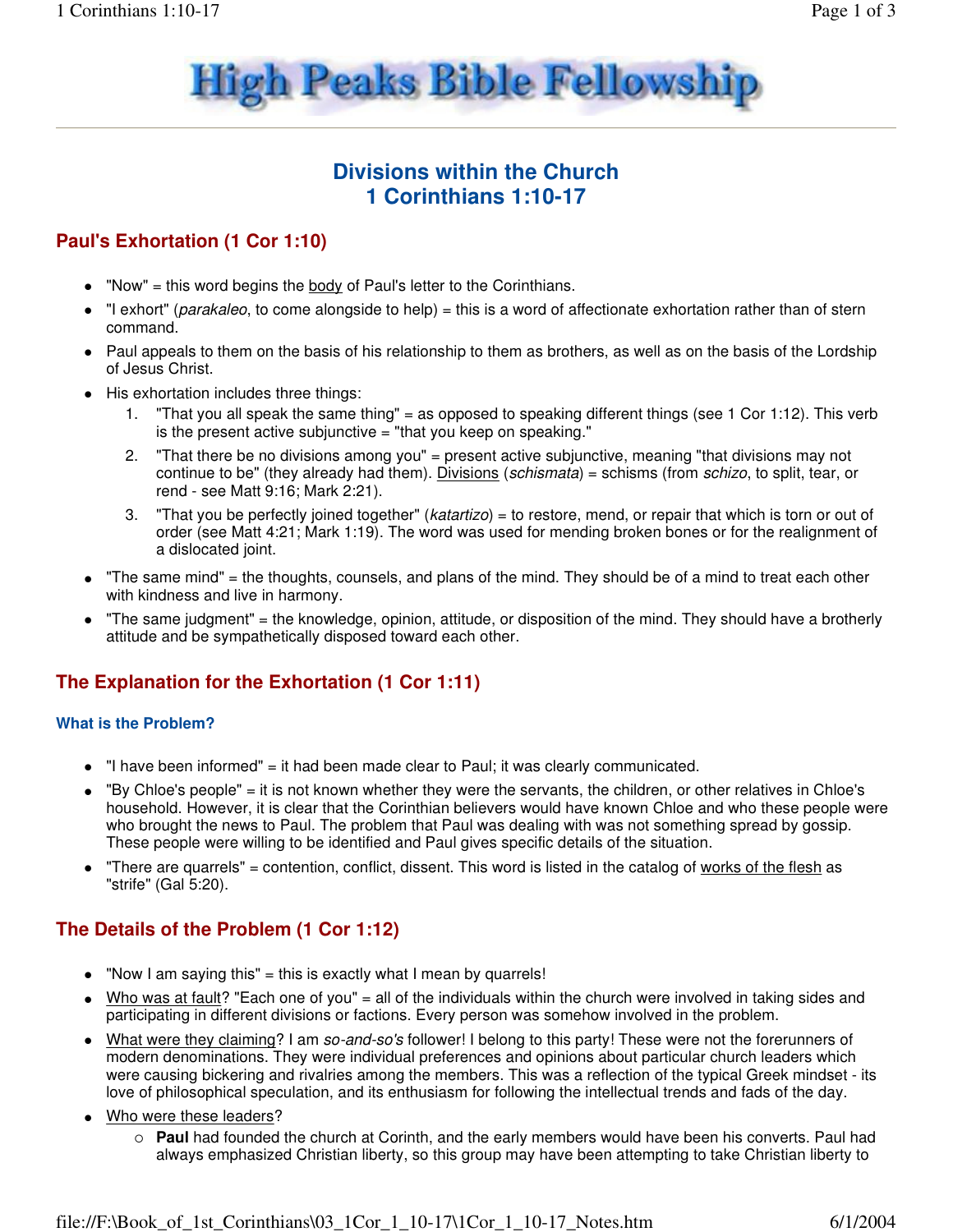High Peaks Bible Fellowship

# Divisions within the Church
# 1 Corinthians 1:10-17

## Paul's Exhortation (1 Cor 1:10)

- "Now" = this word begins the body of Paul's letter to the Corinthians.
- "I exhort" (*parakaleo*, to come alongside to help) = this is a word of affectionate exhortation rather than of stern command.
- Paul appeals to them on the basis of his relationship to them as brothers, as well as on the basis of the Lordship of Jesus Christ.
- His exhortation includes three things:
  1. "That you all speak the same thing" = as opposed to speaking different things (see 1 Cor 1:12). This verb is the present active subjunctive = "that you keep on speaking."
  2. "That there be no divisions among you" = present active subjunctive, meaning "that divisions may not continue to be" (they already had them). Divisions (*schismata*) = schisms (from *schizo*, to split, tear, or rend - see Matt 9:16; Mark 2:21).
  3. "That you be perfectly joined together" (*katartizo*) = to restore, mend, or repair that which is torn or out of order (see Matt 4:21; Mark 1:19). The word was used for mending broken bones or for the realignment of a dislocated joint.
- "The same mind" = the thoughts, counsels, and plans of the mind. They should be of a mind to treat each other with kindness and live in harmony.
- "The same judgment" = the knowledge, opinion, attitude, or disposition of the mind. They should have a brotherly attitude and be sympathetically disposed toward each other.

## The Explanation for the Exhortation (1 Cor 1:11)

### What is the Problem?

- "I have been informed" = it had been made clear to Paul; it was clearly communicated.
- "By Chloe's people" = it is not known whether they were the servants, the children, or other relatives in Chloe's household. However, it is clear that the Corinthian believers would have known Chloe and who these people were who brought the news to Paul. The problem that Paul was dealing with was not something spread by gossip. These people were willing to be identified and Paul gives specific details of the situation.
- "There are quarrels" = contention, conflict, dissent. This word is listed in the catalog of works of the flesh as "strife" (Gal 5:20).

## The Details of the Problem (1 Cor 1:12)

- "Now I am saying this" = this is exactly what I mean by quarrels!
- Who was at fault? "Each one of you" = all of the individuals within the church were involved in taking sides and participating in different divisions or factions. Every person was somehow involved in the problem.
- What were they claiming? I am *so-and-so's* follower! I belong to this party! These were not the forerunners of modern denominations. They were individual preferences and opinions about particular church leaders which were causing bickering and rivalries among the members. This was a reflection of the typical Greek mindset - its love of philosophical speculation, and its enthusiasm for following the intellectual trends and fads of the day.
- Who were these leaders?
  - **Paul** had founded the church at Corinth, and the early members would have been his converts. Paul had always emphasized Christian liberty, so this group may have been attempting to take Christian liberty to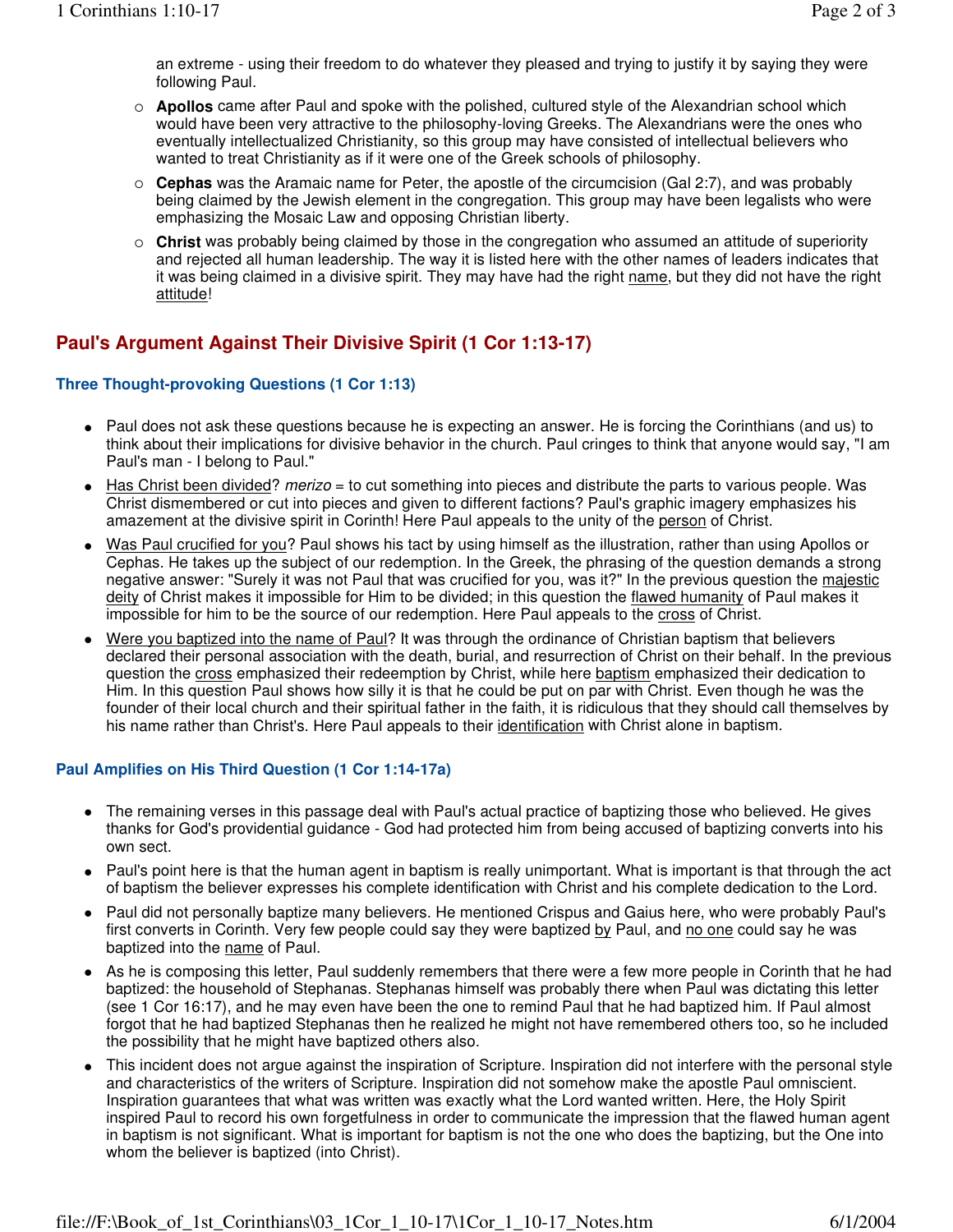an extreme - using their freedom to do whatever they pleased and trying to justify it by saying they were following Paul.

- **Apollos** came after Paul and spoke with the polished, cultured style of the Alexandrian school which would have been very attractive to the philosophy-loving Greeks. The Alexandrians were the ones who eventually intellectualized Christianity, so this group may have consisted of intellectual believers who wanted to treat Christianity as if it were one of the Greek schools of philosophy.
- **Cephas** was the Aramaic name for Peter, the apostle of the circumcision (Gal 2:7), and was probably being claimed by the Jewish element in the congregation. This group may have been legalists who were emphasizing the Mosaic Law and opposing Christian liberty.
- **Christ** was probably being claimed by those in the congregation who assumed an attitude of superiority and rejected all human leadership. The way it is listed here with the other names of leaders indicates that it was being claimed in a divisive spirit. They may have had the right name, but they did not have the right attitude!

## Paul's Argument Against Their Divisive Spirit (1 Cor 1:13-17)

### Three Thought-provoking Questions (1 Cor 1:13)

- Paul does not ask these questions because he is expecting an answer. He is forcing the Corinthians (and us) to think about their implications for divisive behavior in the church. Paul cringes to think that anyone would say, "I am Paul's man - I belong to Paul."
- Has Christ been divided? *merizo* = to cut something into pieces and distribute the parts to various people. Was Christ dismembered or cut into pieces and given to different factions? Paul's graphic imagery emphasizes his amazement at the divisive spirit in Corinth! Here Paul appeals to the unity of the person of Christ.
- Was Paul crucified for you? Paul shows his tact by using himself as the illustration, rather than using Apollos or Cephas. He takes up the subject of our redemption. In the Greek, the phrasing of the question demands a strong negative answer: "Surely it was not Paul that was crucified for you, was it?" In the previous question the majestic deity of Christ makes it impossible for Him to be divided; in this question the flawed humanity of Paul makes it impossible for him to be the source of our redemption. Here Paul appeals to the cross of Christ.
- Were you baptized into the name of Paul? It was through the ordinance of Christian baptism that believers declared their personal association with the death, burial, and resurrection of Christ on their behalf. In the previous question the cross emphasized their redemption by Christ, while here baptism emphasized their dedication to Him. In this question Paul shows how silly it is that he could be put on par with Christ. Even though he was the founder of their local church and their spiritual father in the faith, it is ridiculous that they should call themselves by his name rather than Christ's. Here Paul appeals to their identification with Christ alone in baptism.

### Paul Amplifies on His Third Question (1 Cor 1:14-17a)

- The remaining verses in this passage deal with Paul's actual practice of baptizing those who believed. He gives thanks for God's providential guidance - God had protected him from being accused of baptizing converts into his own sect.
- Paul's point here is that the human agent in baptism is really unimportant. What is important is that through the act of baptism the believer expresses his complete identification with Christ and his complete dedication to the Lord.
- Paul did not personally baptize many believers. He mentioned Crispus and Gaius here, who were probably Paul's first converts in Corinth. Very few people could say they were baptized by Paul, and no one could say he was baptized into the name of Paul.
- As he is composing this letter, Paul suddenly remembers that there were a few more people in Corinth that he had baptized: the household of Stephanas. Stephanas himself was probably there when Paul was dictating this letter (see 1 Cor 16:17), and he may even have been the one to remind Paul that he had baptized him. If Paul almost forgot that he had baptized Stephanas then he realized he might not have remembered others too, so he included the possibility that he might have baptized others also.
- This incident does not argue against the inspiration of Scripture. Inspiration did not interfere with the personal style and characteristics of the writers of Scripture. Inspiration did not somehow make the apostle Paul omniscient. Inspiration guarantees that what was written was exactly what the Lord wanted written. Here, the Holy Spirit inspired Paul to record his own forgetfulness in order to communicate the impression that the flawed human agent in baptism is not significant. What is important for baptism is not the one who does the baptizing, but the One into whom the believer is baptized (into Christ).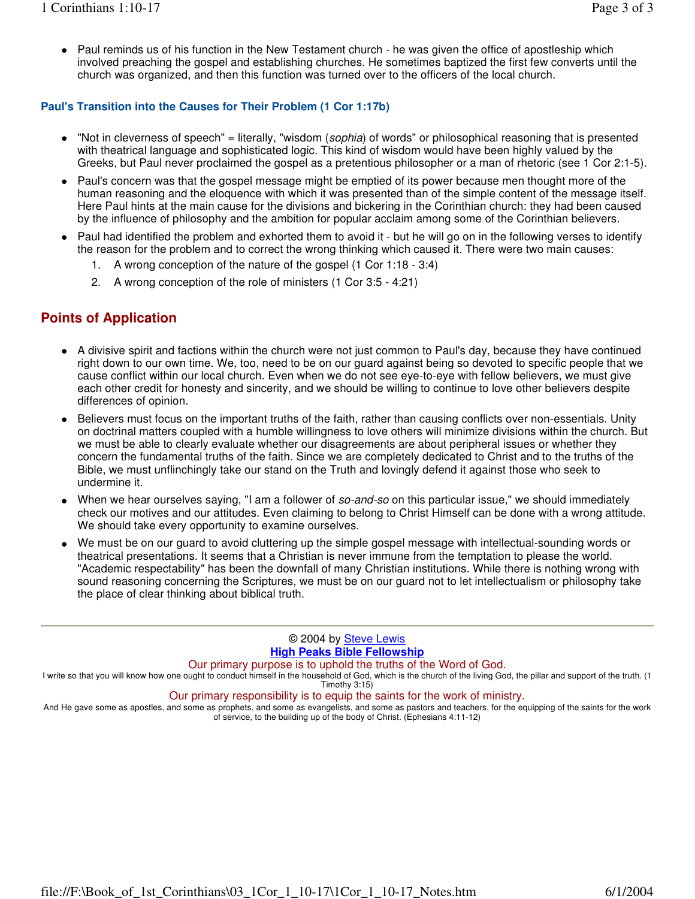- Paul reminds us of his function in the New Testament church - he was given the office of apostleship which involved preaching the gospel and establishing churches. He sometimes baptized the first few converts until the church was organized, and then this function was turned over to the officers of the local church.

### Paul's Transition into the Causes for Their Problem (1 Cor 1:17b)

- "Not in cleverness of speech" = literally, "wisdom (*sophia*) of words" or philosophical reasoning that is presented with theatrical language and sophisticated logic. This kind of wisdom would have been highly valued by the Greeks, but Paul never proclaimed the gospel as a pretentious philosopher or a man of rhetoric (see 1 Cor 2:1-5).
- Paul's concern was that the gospel message might be emptied of its power because men thought more of the human reasoning and the eloquence with which it was presented than of the simple content of the message itself. Here Paul hints at the main cause for the divisions and bickering in the Corinthian church: they had been caused by the influence of philosophy and the ambition for popular acclaim among some of the Corinthian believers.
- Paul had identified the problem and exhorted them to avoid it - but he will go on in the following verses to identify the reason for the problem and to correct the wrong thinking which caused it. There were two main causes:
    1. A wrong conception of the nature of the gospel (1 Cor 1:18 - 3:4)
    2. A wrong conception of the role of ministers (1 Cor 3:5 - 4:21)

## Points of Application

- A divisive spirit and factions within the church were not just common to Paul's day, because they have continued right down to our own time. We, too, need to be on our guard against being so devoted to specific people that we cause conflict within our local church. Even when we do not see eye-to-eye with fellow believers, we must give each other credit for honesty and sincerity, and we should be willing to continue to love other believers despite differences of opinion.
- Believers must focus on the important truths of the faith, rather than causing conflicts over non-essentials. Unity on doctrinal matters coupled with a humble willingness to love others will minimize divisions within the church. But we must be able to clearly evaluate whether our disagreements are about peripheral issues or whether they concern the fundamental truths of the faith. Since we are completely dedicated to Christ and to the truths of the Bible, we must unflinchingly take our stand on the Truth and lovingly defend it against those who seek to undermine it.
- When we hear ourselves saying, "I am a follower of *so-and-so* on this particular issue," we should immediately check our motives and our attitudes. Even claiming to belong to Christ Himself can be done with a wrong attitude. We should take every opportunity to examine ourselves.
- We must be on our guard to avoid cluttering up the simple gospel message with intellectual-sounding words or theatrical presentations. It seems that a Christian is never immune from the temptation to please the world. "Academic respectability" has been the downfall of many Christian institutions. While there is nothing wrong with sound reasoning concerning the Scriptures, we must be on our guard not to let intellectualism or philosophy take the place of clear thinking about biblical truth.

---

© 2004 by Steve Lewis
**High Peaks Bible Fellowship**
Our primary purpose is to uphold the truths of the Word of God.
I write so that you will know how one ought to conduct himself in the household of God, which is the church of the living God, the pillar and support of the truth. (1 Timothy 3:15)
Our primary responsibility is to equip the saints for the work of ministry.
And He gave some as apostles, and some as prophets, and some as evangelists, and some as pastors and teachers, for the equipping of the saints for the work of service, to the building up of the body of Christ. (Ephesians 4:11-12)